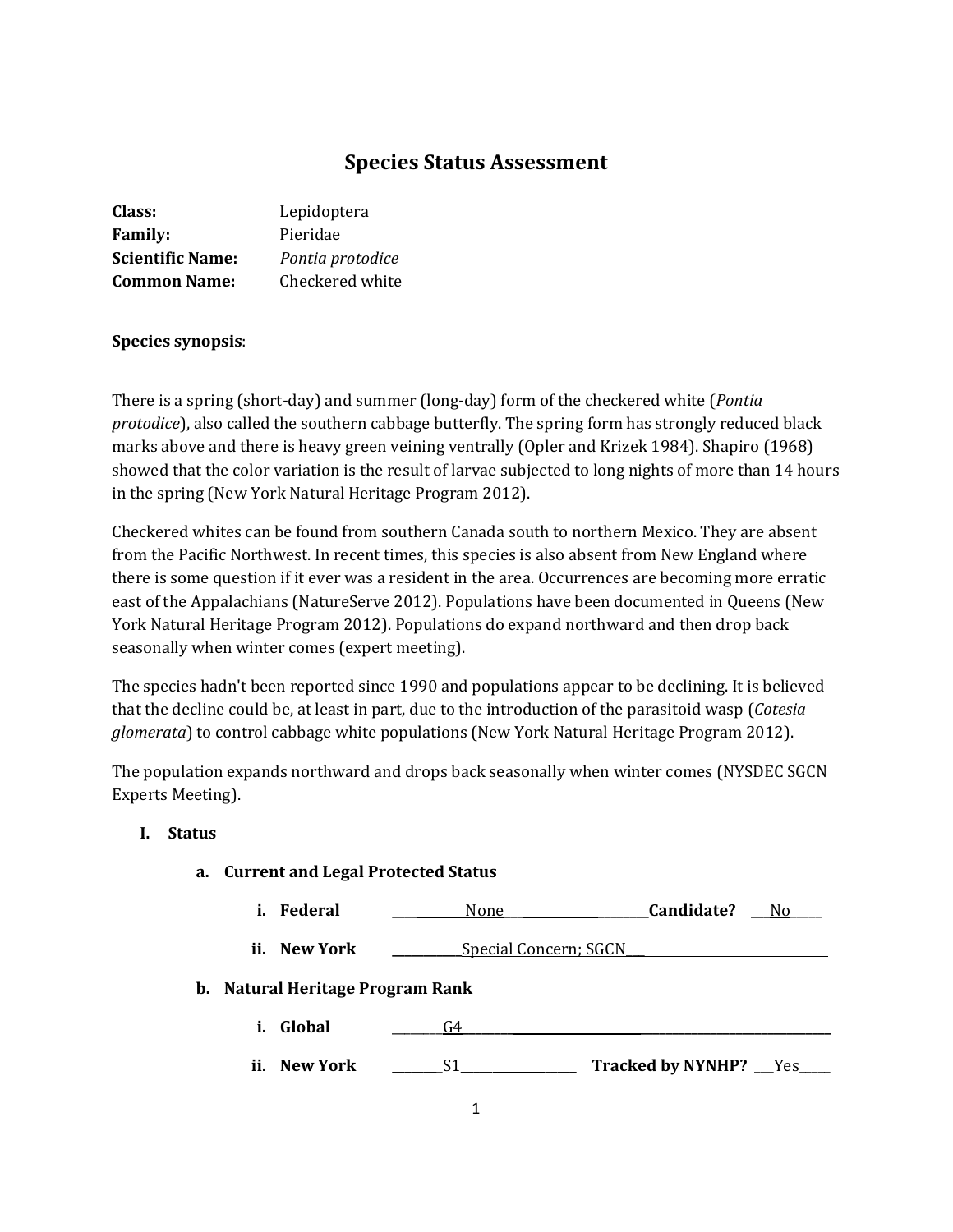# Species Status Assessment

**Class:** Lepidoptera
**Family:** Pieridae
**Scientific Name:** *Pontia protodice*
**Common Name:** Checkered white

**Species synopsis**:

There is a spring (short-day) and summer (long-day) form of the checkered white (*Pontia protodice*), also called the southern cabbage butterfly. The spring form has strongly reduced black marks above and there is heavy green veining ventrally (Opler and Krizek 1984). Shapiro (1968) showed that the color variation is the result of larvae subjected to long nights of more than 14 hours in the spring (New York Natural Heritage Program 2012).

Checkered whites can be found from southern Canada south to northern Mexico. They are absent from the Pacific Northwest. In recent times, this species is also absent from New England where there is some question if it ever was a resident in the area. Occurrences are becoming more erratic east of the Appalachians (NatureServe 2012). Populations have been documented in Queens (New York Natural Heritage Program 2012). Populations do expand northward and then drop back seasonally when winter comes (expert meeting).

The species hadn't been reported since 1990 and populations appear to be declining. It is believed that the decline could be, at least in part, due to the introduction of the parasitoid wasp (*Cotesia glomerata*) to control cabbage white populations (New York Natural Heritage Program 2012).

The population expands northward and drops back seasonally when winter comes (NYSDEC SGCN Experts Meeting).

## I. Status

### a. Current and Legal Protected Status

**i. Federal** None **Candidate?** No

**ii. New York** Special Concern; SGCN

### b. Natural Heritage Program Rank

**i. Global** G4

**ii. New York** S1 **Tracked by NYNHP?** Yes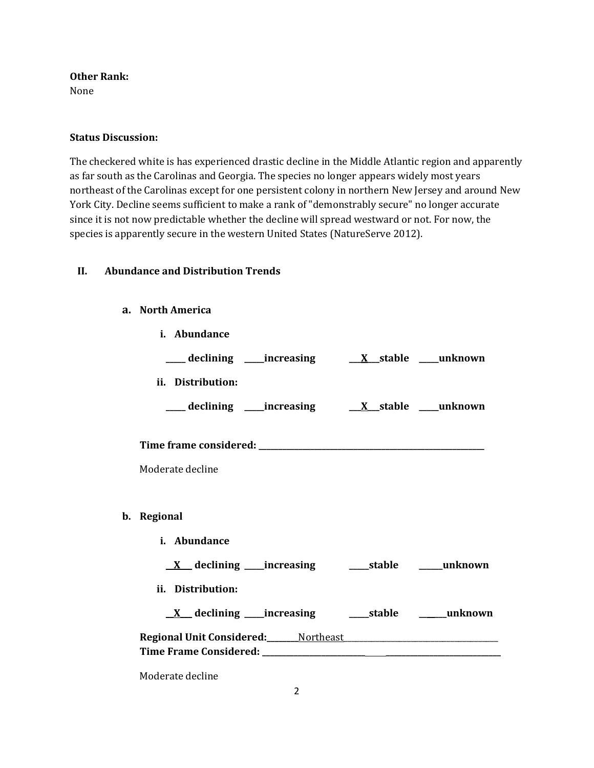**Other Rank:**
None

**Status Discussion:**

The checkered white is has experienced drastic decline in the Middle Atlantic region and apparently as far south as the Carolinas and Georgia. The species no longer appears widely most years northeast of the Carolinas except for one persistent colony in northern New Jersey and around New York City. Decline seems sufficient to make a rank of "demonstrably secure" no longer accurate since it is not now predictable whether the decline will spread westward or not. For now, the species is apparently secure in the western United States (NatureServe 2012).

## II. Abundance and Distribution Trends

### a. North America

**i. Abundance**

**_____ declining _____increasing ___X___stable _____unknown**

**ii. Distribution:**

**_____ declining _____increasing ___X___stable _____unknown**

**Time frame considered: ___________________________________________**

Moderate decline

### b. Regional

**i. Abundance**

**__X___ declining _____increasing _____stable ______unknown**

**ii. Distribution:**

**__X___ declining _____increasing _____stable _______unknown**

**Regional Unit Considered:**________Northeast________________________________
**Time Frame Considered: ___________________________________________**

Moderate decline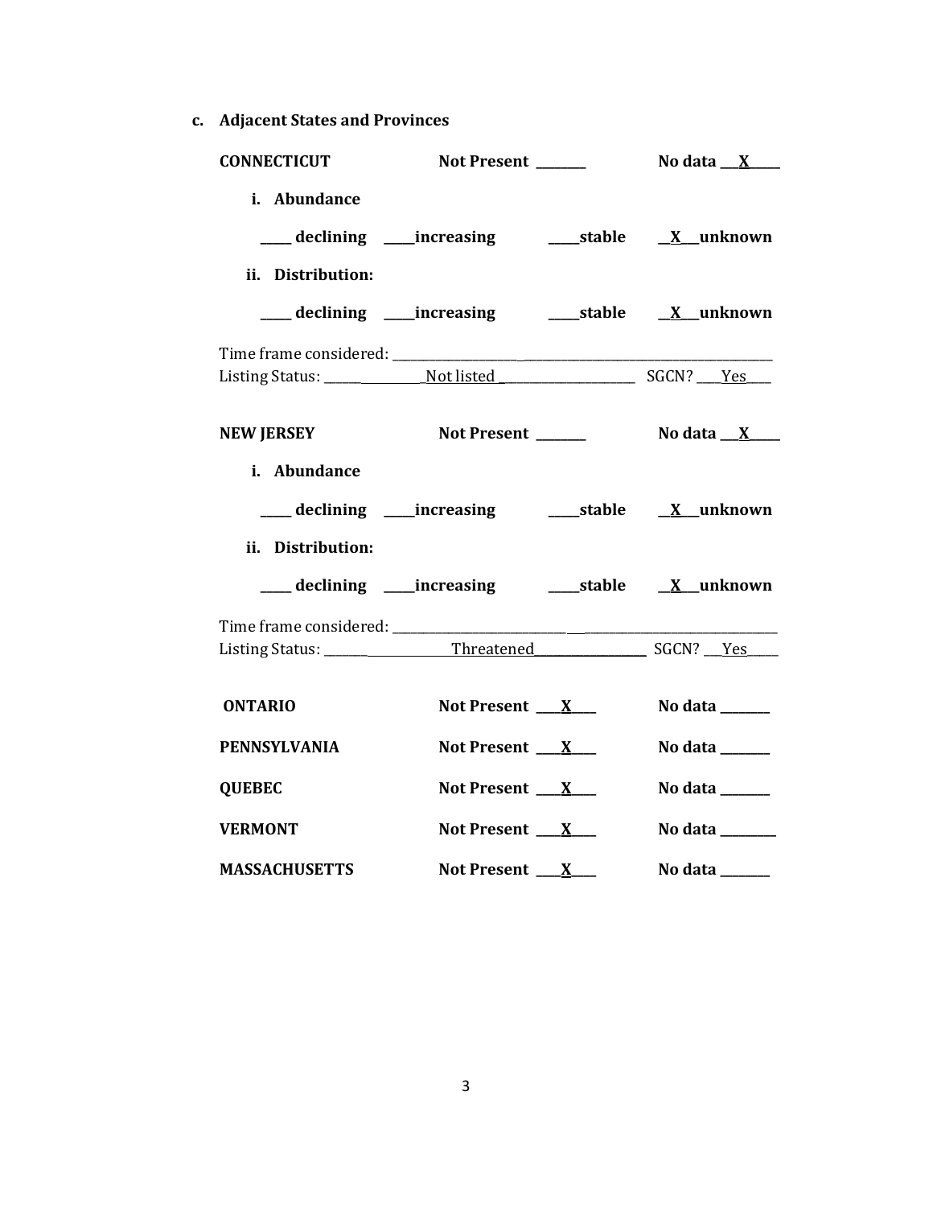**c. Adjacent States and Provinces**

**CONNECTICUT** **Not Present \_\_\_\_\_\_\_** **No data \_\_X\_\_\_\_**

**i. Abundance**

**\_\_\_\_ declining \_\_\_\_increasing \_\_\_\_stable \_\_X\_\_unknown**

**ii. Distribution:**

**\_\_\_\_ declining \_\_\_\_increasing \_\_\_\_stable \_\_X\_\_unknown**

Time frame considered: \_\_\_\_\_\_\_\_\_\_\_\_\_\_\_\_\_\_\_\_\_\_\_\_\_\_\_\_\_\_\_\_\_\_\_\_\_\_\_\_\_\_\_\_\_\_\_\_\_\_\_\_\_\_\_\_\_\_
Listing Status: \_\_\_\_\_\_\_\_\_\_\_\_\_\_\_Not listed \_\_\_\_\_\_\_\_\_\_\_\_\_\_\_\_\_\_\_\_\_ SGCN? \_\_\_Yes\_\_\_

**NEW JERSEY** **Not Present \_\_\_\_\_\_\_** **No data \_\_X\_\_\_\_**

**i. Abundance**

**\_\_\_\_ declining \_\_\_\_increasing \_\_\_\_stable \_\_X\_\_unknown**

**ii. Distribution:**

**\_\_\_\_ declining \_\_\_\_increasing \_\_\_\_stable \_\_X\_\_unknown**

Time frame considered: \_\_\_\_\_\_\_\_\_\_\_\_\_\_\_\_\_\_\_\_\_\_\_\_\_\_\_\_\_\_\_\_\_\_\_\_\_\_\_\_\_\_\_\_\_\_\_\_\_\_\_\_\_\_\_\_\_\_
Listing Status: \_\_\_\_\_\_\_\_\_\_\_\_\_\_\_\_\_\_\_\_Threatened\_\_\_\_\_\_\_\_\_\_\_\_\_\_\_\_\_\_ SGCN? \_\_Yes\_\_\_\_

**ONTARIO** **Not Present \_\_\_X\_\_\_** **No data \_\_\_\_\_\_\_**

**PENNSYLVANIA** **Not Present \_\_\_X\_\_\_** **No data \_\_\_\_\_\_\_**

**QUEBEC** **Not Present \_\_\_X\_\_\_** **No data \_\_\_\_\_\_\_**

**VERMONT** **Not Present \_\_\_X\_\_\_** **No data \_\_\_\_\_\_\_\_**

**MASSACHUSETTS** **Not Present \_\_\_X\_\_\_** **No data \_\_\_\_\_\_\_**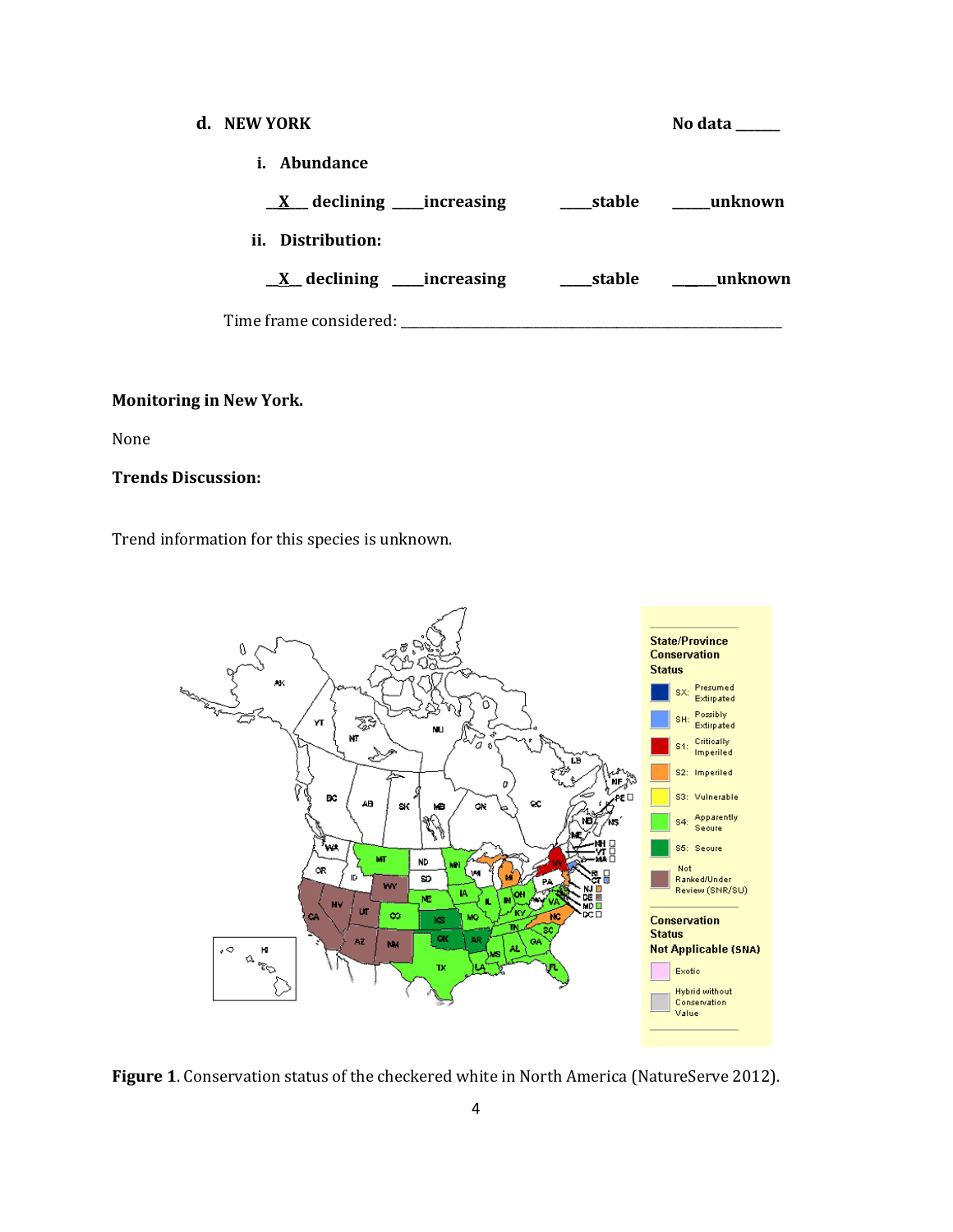**d. NEW YORK** **No data ______**

**i. Abundance**

**__X__ declining ____increasing ____stable _____unknown**

**ii. Distribution:**

**__X__ declining ____increasing ____stable _____unknown**

Time frame considered: ___________________________________________

**Monitoring in New York.**

None

**Trends Discussion:**

Trend information for this species is unknown.

**Figure 1**. Conservation status of the checkered white in North America (NatureServe 2012).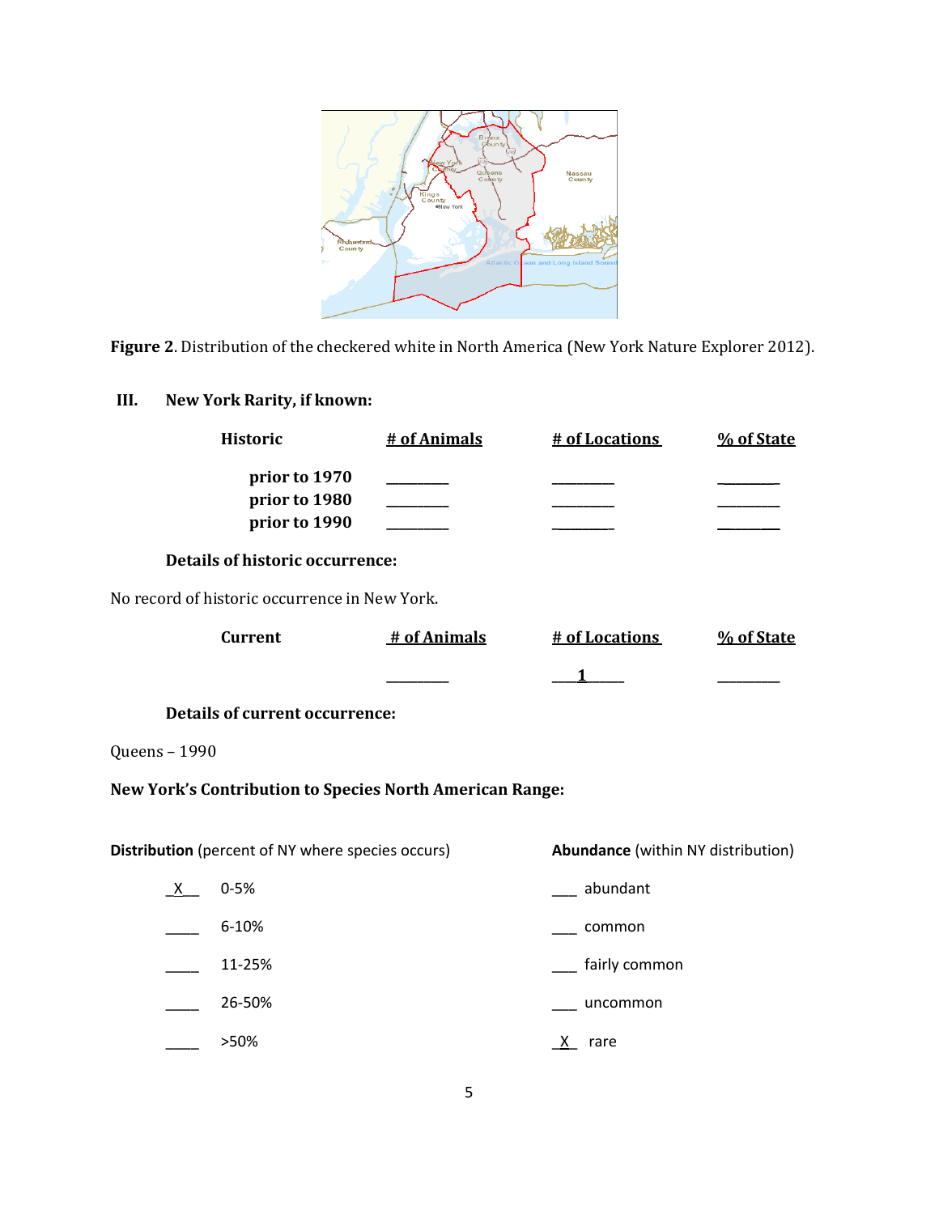Figure 2. Distribution of the checkered white in North America (New York Nature Explorer 2012).

## III. New York Rarity, if known:

| Historic | # of Animals | # of Locations | % of State |
|---|---|---|---|
| prior to 1970 | ________ | ________ | ________ |
| prior to 1980 | ________ | ________ | ________ |
| prior to 1990 | ________ | ________ | ________ |

**Details of historic occurrence:**

No record of historic occurrence in New York.

| Current | # of Animals | # of Locations | % of State |
|---|---|---|---|
| | ________ | 1 | ________ |

**Details of current occurrence:**

Queens – 1990

**New York's Contribution to Species North American Range:**

| **Distribution** (percent of NY where species occurs) | | **Abundance** (within NY distribution) | |
|---|---|---|---|
| X | 0-5% | ___ | abundant |
| ____ | 6-10% | ___ | common |
| ____ | 11-25% | ___ | fairly common |
| ____ | 26-50% | ___ | uncommon |
| ____ | >50% | X | rare |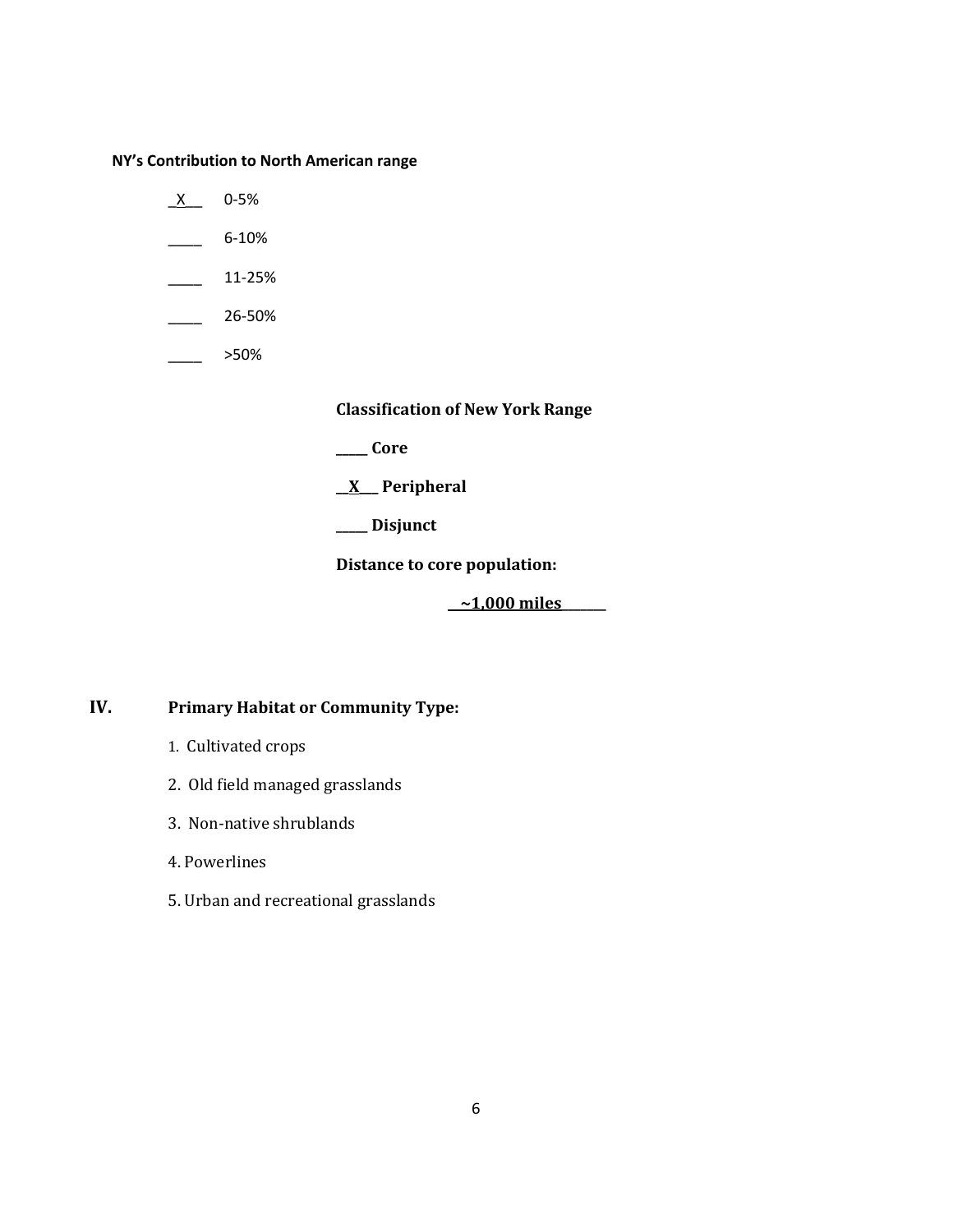**NY's Contribution to North American range**

_X___ 0-5%

_____ 6-10%

_____ 11-25%

_____ 26-50%

_____ >50%

**Classification of New York Range**

**_____ Core**

**__X___ Peripheral**

**_____ Disjunct**

**Distance to core population:**

**__~1,000 miles______**

## IV. Primary Habitat or Community Type:

1. Cultivated crops
2. Old field managed grasslands
3. Non-native shrublands
4. Powerlines
5. Urban and recreational grasslands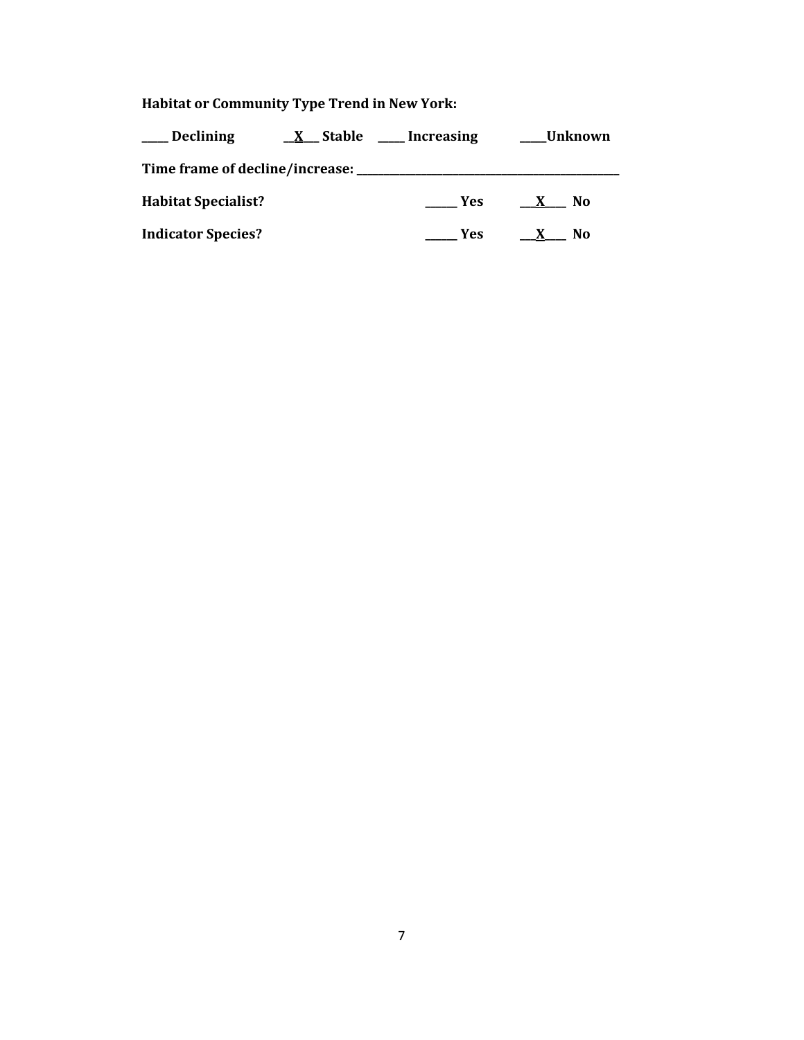**Habitat or Community Type Trend in New York:**

**\_\_\_\_\_ Declining \_\_X\_\_\_ Stable \_\_\_\_\_ Increasing \_\_\_\_\_Unknown**

**Time frame of decline/increase: \_\_\_\_\_\_\_\_\_\_\_\_\_\_\_\_\_\_\_\_\_\_\_\_\_\_\_\_\_\_\_\_\_\_\_\_\_\_\_\_\_\_\_\_\_\_\_\_**

**Habitat Specialist? \_\_\_\_\_\_ Yes \_\_\_X\_\_\_\_ No**

**Indicator Species? \_\_\_\_\_\_ Yes \_\_\_X\_\_\_\_ No**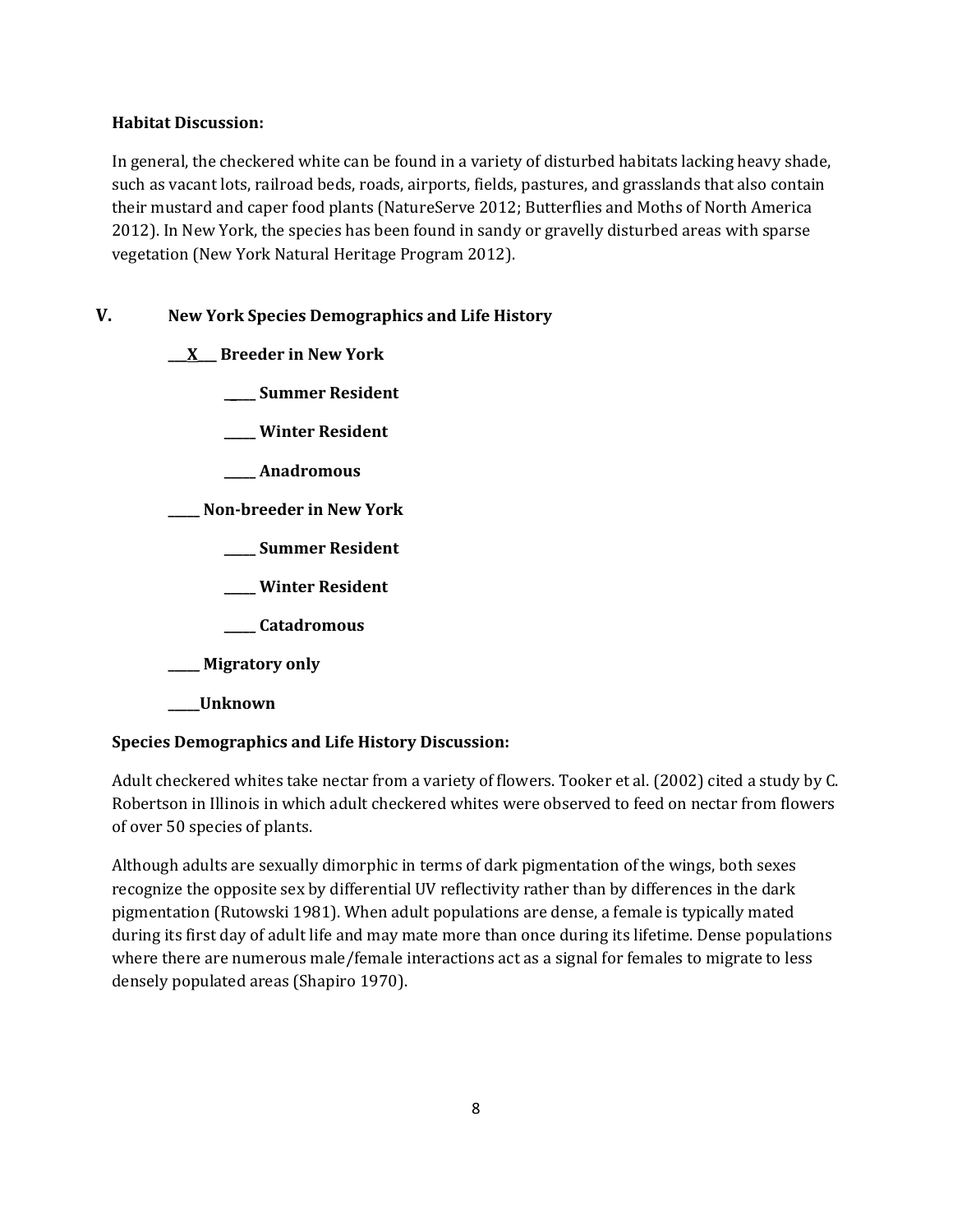**Habitat Discussion:**

In general, the checkered white can be found in a variety of disturbed habitats lacking heavy shade, such as vacant lots, railroad beds, roads, airports, fields, pastures, and grasslands that also contain their mustard and caper food plants (NatureServe 2012; Butterflies and Moths of North America 2012). In New York, the species has been found in sandy or gravelly disturbed areas with sparse vegetation (New York Natural Heritage Program 2012).

## V. New York Species Demographics and Life History

**\_\_\_X\_\_\_ Breeder in New York**

- **\_\_\_\_\_ Summer Resident**
- **\_\_\_\_\_ Winter Resident**
- **\_\_\_\_\_ Anadromous**

**\_\_\_\_\_ Non-breeder in New York**

- **\_\_\_\_\_ Summer Resident**
- **\_\_\_\_\_ Winter Resident**
- **\_\_\_\_\_ Catadromous**

**\_\_\_\_\_ Migratory only**

**\_\_\_\_\_Unknown**

**Species Demographics and Life History Discussion:**

Adult checkered whites take nectar from a variety of flowers. Tooker et al. (2002) cited a study by C. Robertson in Illinois in which adult checkered whites were observed to feed on nectar from flowers of over 50 species of plants.

Although adults are sexually dimorphic in terms of dark pigmentation of the wings, both sexes recognize the opposite sex by differential UV reflectivity rather than by differences in the dark pigmentation (Rutowski 1981). When adult populations are dense, a female is typically mated during its first day of adult life and may mate more than once during its lifetime. Dense populations where there are numerous male/female interactions act as a signal for females to migrate to less densely populated areas (Shapiro 1970).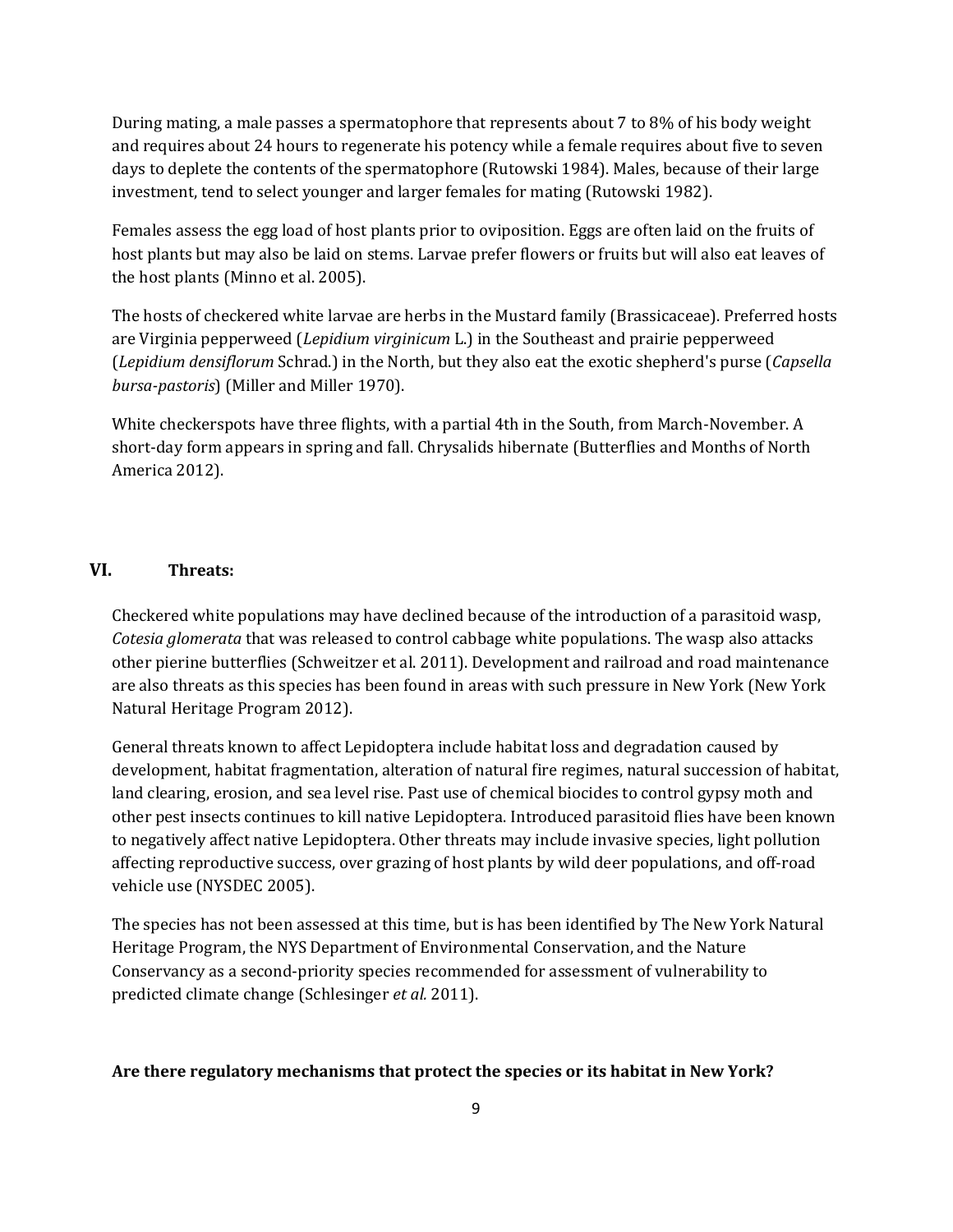During mating, a male passes a spermatophore that represents about 7 to 8% of his body weight and requires about 24 hours to regenerate his potency while a female requires about five to seven days to deplete the contents of the spermatophore (Rutowski 1984). Males, because of their large investment, tend to select younger and larger females for mating (Rutowski 1982).

Females assess the egg load of host plants prior to oviposition. Eggs are often laid on the fruits of host plants but may also be laid on stems. Larvae prefer flowers or fruits but will also eat leaves of the host plants (Minno et al. 2005).

The hosts of checkered white larvae are herbs in the Mustard family (Brassicaceae). Preferred hosts are Virginia pepperweed (*Lepidium virginicum* L.) in the Southeast and prairie pepperweed (*Lepidium densiflorum* Schrad.) in the North, but they also eat the exotic shepherd's purse (*Capsella bursa-pastoris*) (Miller and Miller 1970).

White checkerspots have three flights, with a partial 4th in the South, from March-November. A short-day form appears in spring and fall. Chrysalids hibernate (Butterflies and Months of North America 2012).

## VI. Threats:

Checkered white populations may have declined because of the introduction of a parasitoid wasp, *Cotesia glomerata* that was released to control cabbage white populations. The wasp also attacks other pierine butterflies (Schweitzer et al. 2011). Development and railroad and road maintenance are also threats as this species has been found in areas with such pressure in New York (New York Natural Heritage Program 2012).

General threats known to affect Lepidoptera include habitat loss and degradation caused by development, habitat fragmentation, alteration of natural fire regimes, natural succession of habitat, land clearing, erosion, and sea level rise. Past use of chemical biocides to control gypsy moth and other pest insects continues to kill native Lepidoptera. Introduced parasitoid flies have been known to negatively affect native Lepidoptera. Other threats may include invasive species, light pollution affecting reproductive success, over grazing of host plants by wild deer populations, and off-road vehicle use (NYSDEC 2005).

The species has not been assessed at this time, but is has been identified by The New York Natural Heritage Program, the NYS Department of Environmental Conservation, and the Nature Conservancy as a second-priority species recommended for assessment of vulnerability to predicted climate change (Schlesinger *et al.* 2011).

**Are there regulatory mechanisms that protect the species or its habitat in New York?**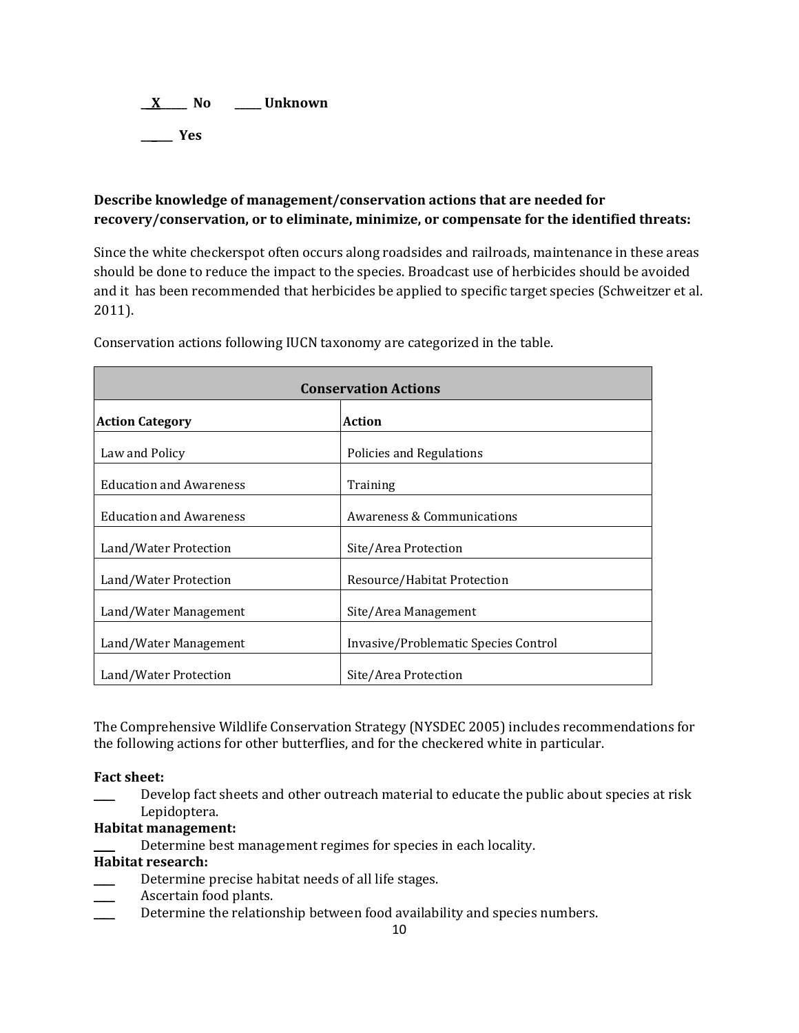__X____ No ____ Unknown

______ Yes

**Describe knowledge of management/conservation actions that are needed for recovery/conservation, or to eliminate, minimize, or compensate for the identified threats:**

Since the white checkerspot often occurs along roadsides and railroads, maintenance in these areas should be done to reduce the impact to the species. Broadcast use of herbicides should be avoided and it has been recommended that herbicides be applied to specific target species (Schweitzer et al. 2011).

Conservation actions following IUCN taxonomy are categorized in the table.

| **Conservation Actions** | |
|---|---|
| **Action Category** | **Action** |
| Law and Policy | Policies and Regulations |
| Education and Awareness | Training |
| Education and Awareness | Awareness & Communications |
| Land/Water Protection | Site/Area Protection |
| Land/Water Protection | Resource/Habitat Protection |
| Land/Water Management | Site/Area Management |
| Land/Water Management | Invasive/Problematic Species Control |
| Land/Water Protection | Site/Area Protection |

The Comprehensive Wildlife Conservation Strategy (NYSDEC 2005) includes recommendations for the following actions for other butterflies, and for the checkered white in particular.

**Fact sheet:**

____ Develop fact sheets and other outreach material to educate the public about species at risk Lepidoptera.

**Habitat management:**

____ Determine best management regimes for species in each locality.

**Habitat research:**

____ Determine precise habitat needs of all life stages.

____ Ascertain food plants.

____ Determine the relationship between food availability and species numbers.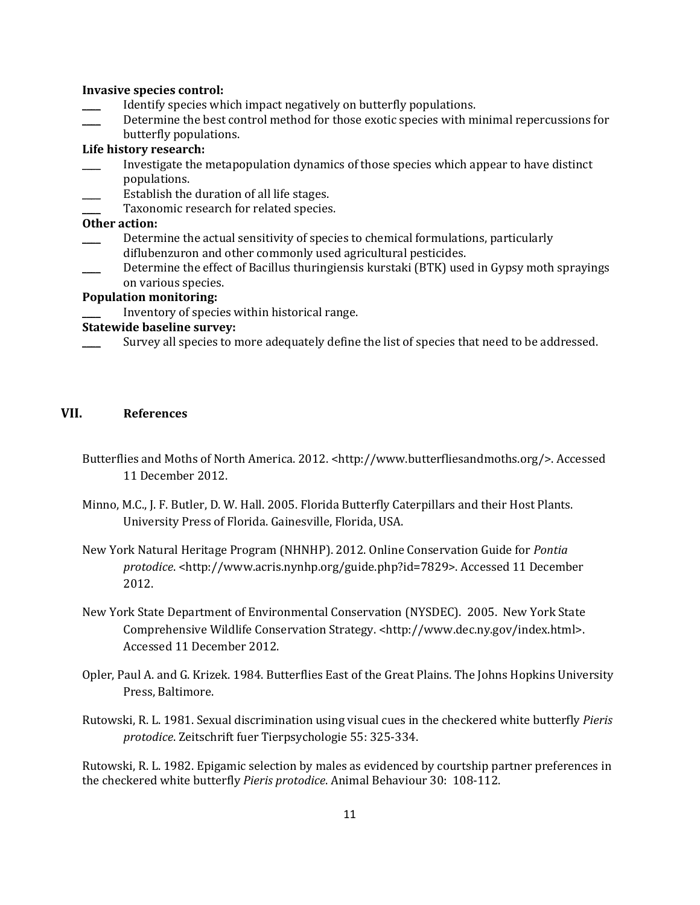**Invasive species control:**

____ Identify species which impact negatively on butterfly populations.

____ Determine the best control method for those exotic species with minimal repercussions for butterfly populations.

**Life history research:**

____ Investigate the metapopulation dynamics of those species which appear to have distinct populations.

____ Establish the duration of all life stages.

____ Taxonomic research for related species.

**Other action:**

____ Determine the actual sensitivity of species to chemical formulations, particularly diflubenzuron and other commonly used agricultural pesticides.

____ Determine the effect of Bacillus thuringiensis kurstaki (BTK) used in Gypsy moth sprayings on various species.

**Population monitoring:**

____ Inventory of species within historical range.

**Statewide baseline survey:**

____ Survey all species to more adequately define the list of species that need to be addressed.

## VII. References

Butterflies and Moths of North America. 2012. <http://www.butterfliesandmoths.org/>. Accessed 11 December 2012.

Minno, M.C., J. F. Butler, D. W. Hall. 2005. Florida Butterfly Caterpillars and their Host Plants. University Press of Florida. Gainesville, Florida, USA.

New York Natural Heritage Program (NHNHP). 2012. Online Conservation Guide for *Pontia protodice*. <http://www.acris.nynhp.org/guide.php?id=7829>. Accessed 11 December 2012.

New York State Department of Environmental Conservation (NYSDEC). 2005. New York State Comprehensive Wildlife Conservation Strategy. <http://www.dec.ny.gov/index.html>. Accessed 11 December 2012.

Opler, Paul A. and G. Krizek. 1984. Butterflies East of the Great Plains. The Johns Hopkins University Press, Baltimore.

Rutowski, R. L. 1981. Sexual discrimination using visual cues in the checkered white butterfly *Pieris protodice*. Zeitschrift fuer Tierpsychologie 55: 325-334.

Rutowski, R. L. 1982. Epigamic selection by males as evidenced by courtship partner preferences in the checkered white butterfly *Pieris protodice*. Animal Behaviour 30: 108-112.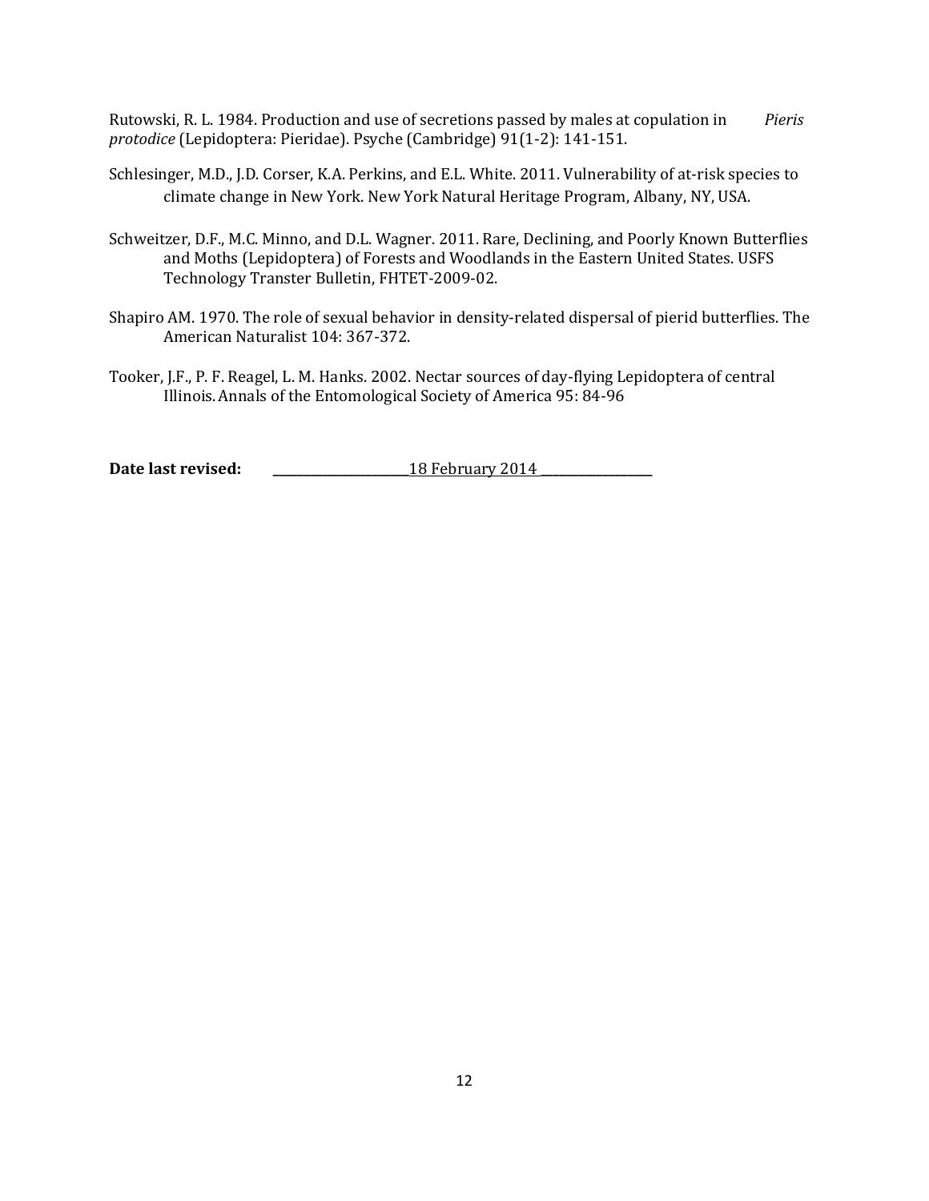Rutowski, R. L. 1984. Production and use of secretions passed by males at copulation in *Pieris protodice* (Lepidoptera: Pieridae). Psyche (Cambridge) 91(1-2): 141-151.

Schlesinger, M.D., J.D. Corser, K.A. Perkins, and E.L. White. 2011. Vulnerability of at-risk species to climate change in New York. New York Natural Heritage Program, Albany, NY, USA.

Schweitzer, D.F., M.C. Minno, and D.L. Wagner. 2011. Rare, Declining, and Poorly Known Butterflies and Moths (Lepidoptera) of Forests and Woodlands in the Eastern United States. USFS Technology Transter Bulletin, FHTET-2009-02.

Shapiro AM. 1970. The role of sexual behavior in density-related dispersal of pierid butterflies. The American Naturalist 104: 367-372.

Tooker, J.F., P. F. Reagel, L. M. Hanks. 2002. Nectar sources of day-flying Lepidoptera of central Illinois. Annals of the Entomological Society of America 95: 84-96

**Date last revised:** 18 February 2014